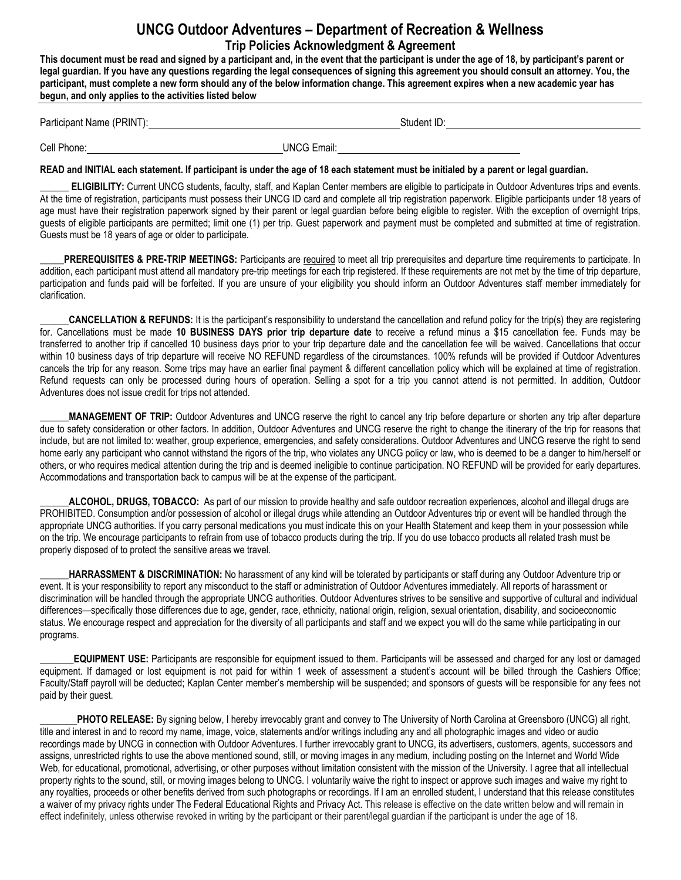# UNCG Outdoor Adventures – Department of Recreation & Wellness

## Trip Policies Acknowledgment & Agreement

**This document must be read and signed by a participant and, in the event that the participant is under the age of 18, by participant's parent or legal guardian. If you have any questions regarding the legal consequences of signing this agreement you should consult an attorney. You, the participant, must complete a new form should any of the below information change. This agreement expires when a new academic year has begun, and only applies to the activities listed below**

Participant Name (PRINT): ______________________________ Student ID: ______________________________

Cell Phone: ______________________________ UNCG Email: ______________________________

**READ and INITIAL each statement. If participant is under the age of 18 each statement must be initialed by a parent or legal guardian.**

______ **ELIGIBILITY:** Current UNCG students, faculty, staff, and Kaplan Center members are eligible to participate in Outdoor Adventures trips and events. At the time of registration, participants must possess their UNCG ID card and complete all trip registration paperwork. Eligible participants under 18 years of age must have their registration paperwork signed by their parent or legal guardian before being eligible to register. With the exception of overnight trips, guests of eligible participants are permitted; limit one (1) per trip. Guest paperwork and payment must be completed and submitted at time of registration. Guests must be 18 years of age or older to participate.

______ **PREREQUISITES & PRE-TRIP MEETINGS:** Participants are required to meet all trip prerequisites and departure time requirements to participate. In addition, each participant must attend all mandatory pre-trip meetings for each trip registered. If these requirements are not met by the time of trip departure, participation and funds paid will be forfeited. If you are unsure of your eligibility you should inform an Outdoor Adventures staff member immediately for clarification.

______ **CANCELLATION & REFUNDS:** It is the participant's responsibility to understand the cancellation and refund policy for the trip(s) they are registering for. Cancellations must be made **10 BUSINESS DAYS prior trip departure date** to receive a refund minus a $15 cancellation fee. Funds may be transferred to another trip if cancelled 10 business days prior to your trip departure date and the cancellation fee will be waived. Cancellations that occur within 10 business days of trip departure will receive NO REFUND regardless of the circumstances. 100% refunds will be provided if Outdoor Adventures cancels the trip for any reason. Some trips may have an earlier final payment & different cancellation policy which will be explained at time of registration. Refund requests can only be processed during hours of operation. Selling a spot for a trip you cannot attend is not permitted. In addition, Outdoor Adventures does not issue credit for trips not attended.

______ **MANAGEMENT OF TRIP:** Outdoor Adventures and UNCG reserve the right to cancel any trip before departure or shorten any trip after departure due to safety consideration or other factors. In addition, Outdoor Adventures and UNCG reserve the right to change the itinerary of the trip for reasons that include, but are not limited to: weather, group experience, emergencies, and safety considerations. Outdoor Adventures and UNCG reserve the right to send home early any participant who cannot withstand the rigors of the trip, who violates any UNCG policy or law, who is deemed to be a danger to him/herself or others, or who requires medical attention during the trip and is deemed ineligible to continue participation. NO REFUND will be provided for early departures. Accommodations and transportation back to campus will be at the expense of the participant.

______ **ALCOHOL, DRUGS, TOBACCO:** As part of our mission to provide healthy and safe outdoor recreation experiences, alcohol and illegal drugs are PROHIBITED. Consumption and/or possession of alcohol or illegal drugs while attending an Outdoor Adventures trip or event will be handled through the appropriate UNCG authorities. If you carry personal medications you must indicate this on your Health Statement and keep them in your possession while on the trip. We encourage participants to refrain from use of tobacco products during the trip. If you do use tobacco products all related trash must be properly disposed of to protect the sensitive areas we travel.

______ **HARRASSMENT & DISCRIMINATION:** No harassment of any kind will be tolerated by participants or staff during any Outdoor Adventure trip or event. It is your responsibility to report any misconduct to the staff or administration of Outdoor Adventures immediately. All reports of harassment or discrimination will be handled through the appropriate UNCG authorities. Outdoor Adventures strives to be sensitive and supportive of cultural and individual differences—specifically those differences due to age, gender, race, ethnicity, national origin, religion, sexual orientation, disability, and socioeconomic status. We encourage respect and appreciation for the diversity of all participants and staff and we expect you will do the same while participating in our programs.

______ **EQUIPMENT USE:** Participants are responsible for equipment issued to them. Participants will be assessed and charged for any lost or damaged equipment. If damaged or lost equipment is not paid for within 1 week of assessment a student's account will be billed through the Cashiers Office; Faculty/Staff payroll will be deducted; Kaplan Center member's membership will be suspended; and sponsors of guests will be responsible for any fees not paid by their guest.

______ **PHOTO RELEASE:** By signing below, I hereby irrevocably grant and convey to The University of North Carolina at Greensboro (UNCG) all right, title and interest in and to record my name, image, voice, statements and/or writings including any and all photographic images and video or audio recordings made by UNCG in connection with Outdoor Adventures. I further irrevocably grant to UNCG, its advertisers, customers, agents, successors and assigns, unrestricted rights to use the above mentioned sound, still, or moving images in any medium, including posting on the Internet and World Wide Web, for educational, promotional, advertising, or other purposes without limitation consistent with the mission of the University. I agree that all intellectual property rights to the sound, still, or moving images belong to UNCG. I voluntarily waive the right to inspect or approve such images and waive my right to any royalties, proceeds or other benefits derived from such photographs or recordings. If I am an enrolled student, I understand that this release constitutes a waiver of my privacy rights under The Federal Educational Rights and Privacy Act. This release is effective on the date written below and will remain in effect indefinitely, unless otherwise revoked in writing by the participant or their parent/legal guardian if the participant is under the age of 18.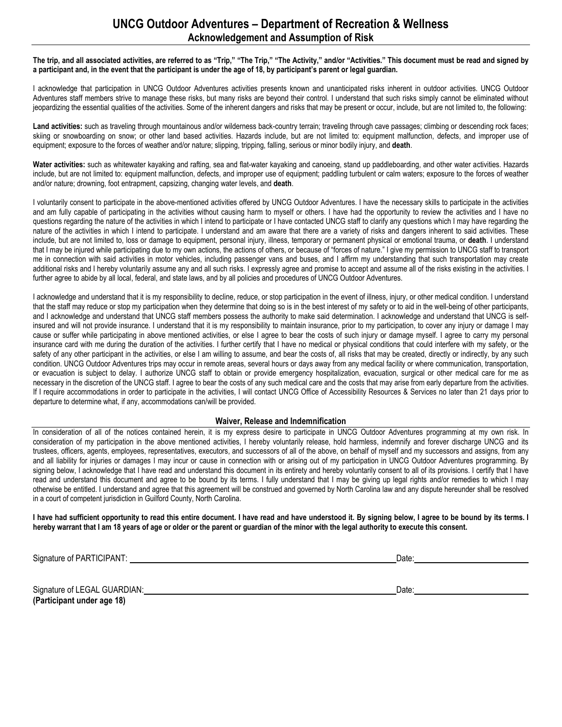# UNCG Outdoor Adventures – Department of Recreation & Wellness

## Acknowledgement and Assumption of Risk

**The trip, and all associated activities, are referred to as "Trip," "The Trip," "The Activity," and/or "Activities." This document must be read and signed by a participant and, in the event that the participant is under the age of 18, by participant's parent or legal guardian.**

I acknowledge that participation in UNCG Outdoor Adventures activities presents known and unanticipated risks inherent in outdoor activities. UNCG Outdoor Adventures staff members strive to manage these risks, but many risks are beyond their control. I understand that such risks simply cannot be eliminated without jeopardizing the essential qualities of the activities. Some of the inherent dangers and risks that may be present or occur, include, but are not limited to, the following:

**Land activities:** such as traveling through mountainous and/or wilderness back-country terrain; traveling through cave passages; climbing or descending rock faces; skiing or snowboarding on snow; or other land based activities. Hazards include, but are not limited to: equipment malfunction, defects, and improper use of equipment; exposure to the forces of weather and/or nature; slipping, tripping, falling, serious or minor bodily injury, and **death**.

**Water activities:** such as whitewater kayaking and rafting, sea and flat-water kayaking and canoeing, stand up paddleboarding, and other water activities. Hazards include, but are not limited to: equipment malfunction, defects, and improper use of equipment; paddling turbulent or calm waters; exposure to the forces of weather and/or nature; drowning, foot entrapment, capsizing, changing water levels, and **death**.

I voluntarily consent to participate in the above-mentioned activities offered by UNCG Outdoor Adventures. I have the necessary skills to participate in the activities and am fully capable of participating in the activities without causing harm to myself or others. I have had the opportunity to review the activities and I have no questions regarding the nature of the activities in which I intend to participate or I have contacted UNCG staff to clarify any questions which I may have regarding the nature of the activities in which I intend to participate. I understand and am aware that there are a variety of risks and dangers inherent to said activities. These include, but are not limited to, loss or damage to equipment, personal injury, illness, temporary or permanent physical or emotional trauma, or **death**. I understand that I may be injured while participating due to my own actions, the actions of others, or because of "forces of nature." I give my permission to UNCG staff to transport me in connection with said activities in motor vehicles, including passenger vans and buses, and I affirm my understanding that such transportation may create additional risks and I hereby voluntarily assume any and all such risks. I expressly agree and promise to accept and assume all of the risks existing in the activities. I further agree to abide by all local, federal, and state laws, and by all policies and procedures of UNCG Outdoor Adventures.

I acknowledge and understand that it is my responsibility to decline, reduce, or stop participation in the event of illness, injury, or other medical condition. I understand that the staff may reduce or stop my participation when they determine that doing so is in the best interest of my safety or to aid in the well-being of other participants, and I acknowledge and understand that UNCG staff members possess the authority to make said determination. I acknowledge and understand that UNCG is self-insured and will not provide insurance. I understand that it is my responsibility to maintain insurance, prior to my participation, to cover any injury or damage I may cause or suffer while participating in above mentioned activities, or else I agree to bear the costs of such injury or damage myself. I agree to carry my personal insurance card with me during the duration of the activities. I further certify that I have no medical or physical conditions that could interfere with my safety, or the safety of any other participant in the activities, or else I am willing to assume, and bear the costs of, all risks that may be created, directly or indirectly, by any such condition. UNCG Outdoor Adventures trips may occur in remote areas, several hours or days away from any medical facility or where communication, transportation, or evacuation is subject to delay. I authorize UNCG staff to obtain or provide emergency hospitalization, evacuation, surgical or other medical care for me as necessary in the discretion of the UNCG staff. I agree to bear the costs of any such medical care and the costs that may arise from early departure from the activities. If I require accommodations in order to participate in the activities, I will contact UNCG Office of Accessibility Resources & Services no later than 21 days prior to departure to determine what, if any, accommodations can/will be provided.

### Waiver, Release and Indemnification

In consideration of all of the notices contained herein, it is my express desire to participate in UNCG Outdoor Adventures programming at my own risk. In consideration of my participation in the above mentioned activities, I hereby voluntarily release, hold harmless, indemnify and forever discharge UNCG and its trustees, officers, agents, employees, representatives, executors, and successors of all of the above, on behalf of myself and my successors and assigns, from any and all liability for injuries or damages I may incur or cause in connection with or arising out of my participation in UNCG Outdoor Adventures programming. By signing below, I acknowledge that I have read and understand this document in its entirety and hereby voluntarily consent to all of its provisions. I certify that I have read and understand this document and agree to be bound by its terms. I fully understand that I may be giving up legal rights and/or remedies to which I may otherwise be entitled. I understand and agree that this agreement will be construed and governed by North Carolina law and any dispute hereunder shall be resolved in a court of competent jurisdiction in Guilford County, North Carolina.

**I have had sufficient opportunity to read this entire document. I have read and have understood it. By signing below, I agree to be bound by its terms. I hereby warrant that I am 18 years of age or older or the parent or guardian of the minor with the legal authority to execute this consent.**

Signature of PARTICIPANT: ______________________________ Date: ______________

Signature of LEGAL GUARDIAN: ______________________________ Date: ______________
**(Participant under age 18)**